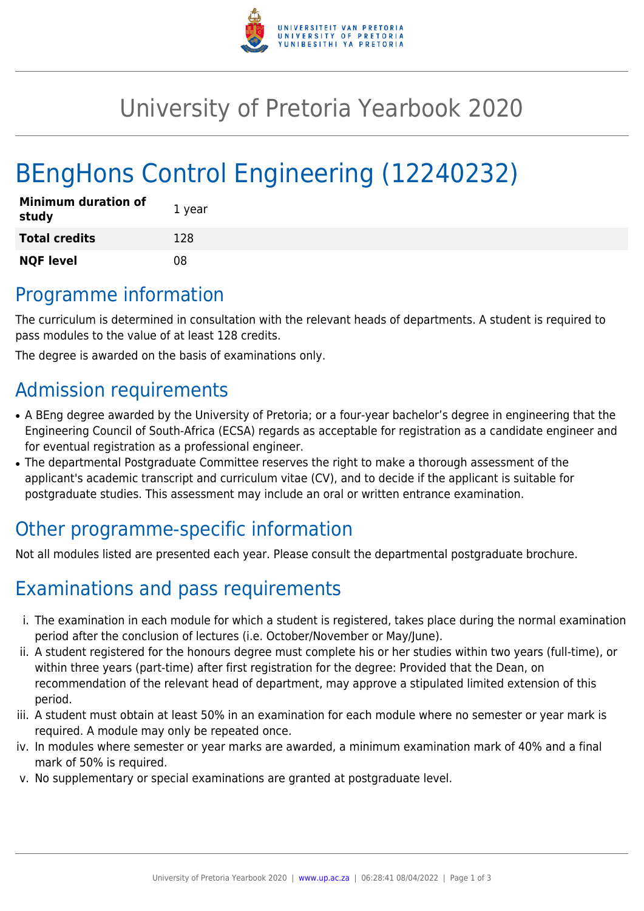# University of Pretoria Yearbook 2020

# BEngHons Control Engineering (12240232)

| Minimum duration of study | 1 year |
| --- | --- |
| **Total credits** | 128 |
| **NQF level** | 08 |

## Programme information

The curriculum is determined in consultation with the relevant heads of departments. A student is required to pass modules to the value of at least 128 credits.

The degree is awarded on the basis of examinations only.

## Admission requirements

- A BEng degree awarded by the University of Pretoria; or a four-year bachelor's degree in engineering that the Engineering Council of South-Africa (ECSA) regards as acceptable for registration as a candidate engineer and for eventual registration as a professional engineer.
- The departmental Postgraduate Committee reserves the right to make a thorough assessment of the applicant's academic transcript and curriculum vitae (CV), and to decide if the applicant is suitable for postgraduate studies. This assessment may include an oral or written entrance examination.

## Other programme-specific information

Not all modules listed are presented each year. Please consult the departmental postgraduate brochure.

## Examinations and pass requirements

i. The examination in each module for which a student is registered, takes place during the normal examination period after the conclusion of lectures (i.e. October/November or May/June).
ii. A student registered for the honours degree must complete his or her studies within two years (full-time), or within three years (part-time) after first registration for the degree: Provided that the Dean, on recommendation of the relevant head of department, may approve a stipulated limited extension of this period.
iii. A student must obtain at least 50% in an examination for each module where no semester or year mark is required. A module may only be repeated once.
iv. In modules where semester or year marks are awarded, a minimum examination mark of 40% and a final mark of 50% is required.
v. No supplementary or special examinations are granted at postgraduate level.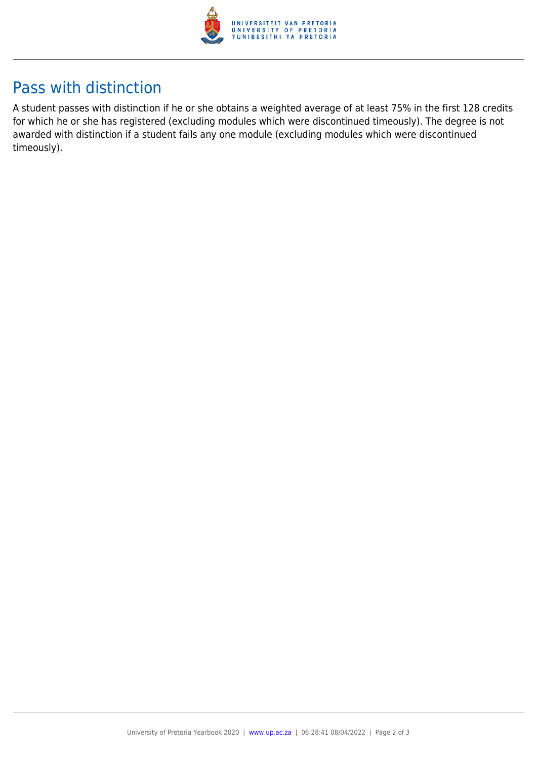## Pass with distinction

A student passes with distinction if he or she obtains a weighted average of at least 75% in the first 128 credits for which he or she has registered (excluding modules which were discontinued timeously). The degree is not awarded with distinction if a student fails any one module (excluding modules which were discontinued timeously).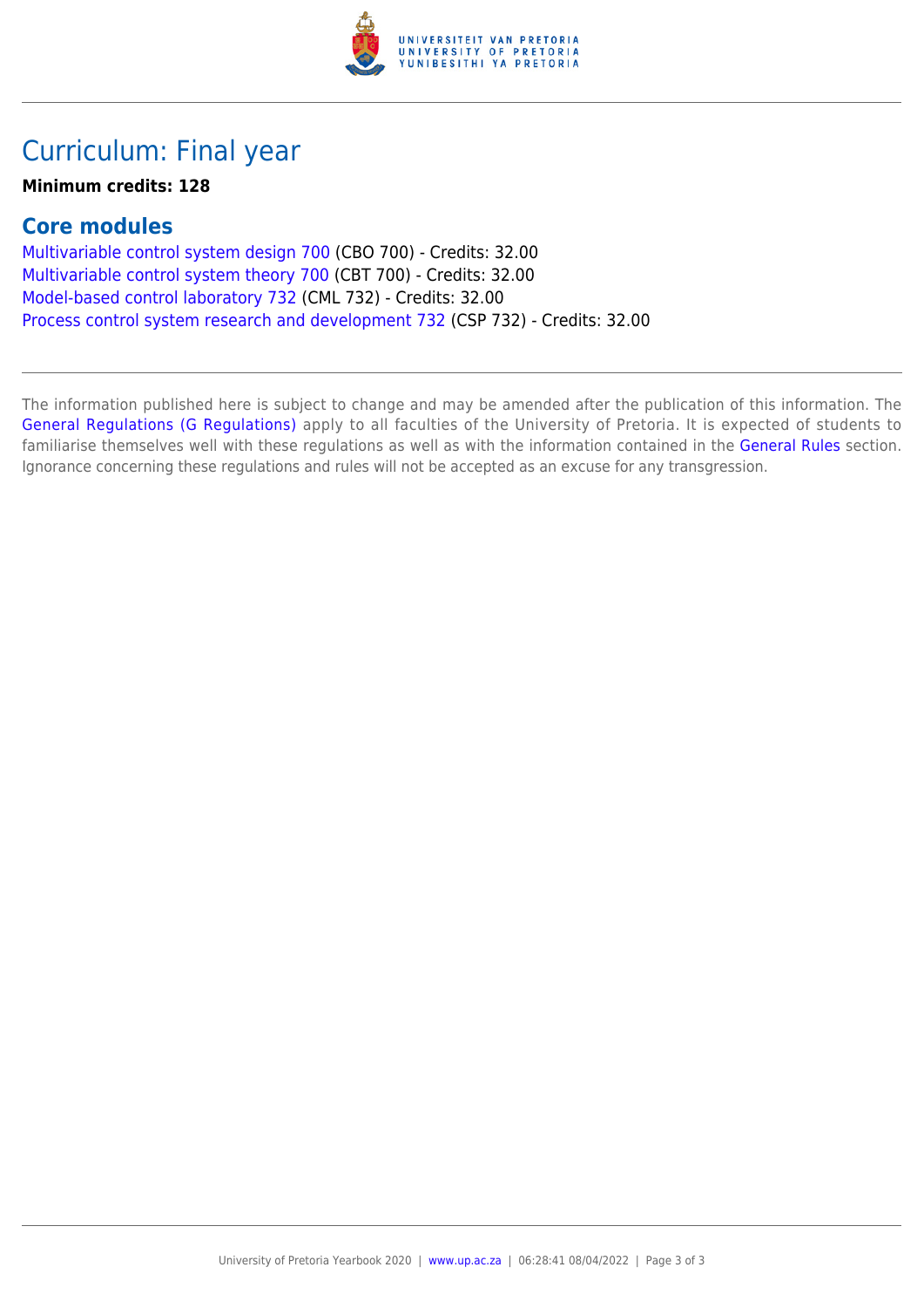# Curriculum: Final year

**Minimum credits: 128**

## Core modules

Multivariable control system design 700 (CBO 700) - Credits: 32.00
Multivariable control system theory 700 (CBT 700) - Credits: 32.00
Model-based control laboratory 732 (CML 732) - Credits: 32.00
Process control system research and development 732 (CSP 732) - Credits: 32.00

---

The information published here is subject to change and may be amended after the publication of this information. The General Regulations (G Regulations) apply to all faculties of the University of Pretoria. It is expected of students to familiarise themselves well with these regulations as well as with the information contained in the General Rules section. Ignorance concerning these regulations and rules will not be accepted as an excuse for any transgression.